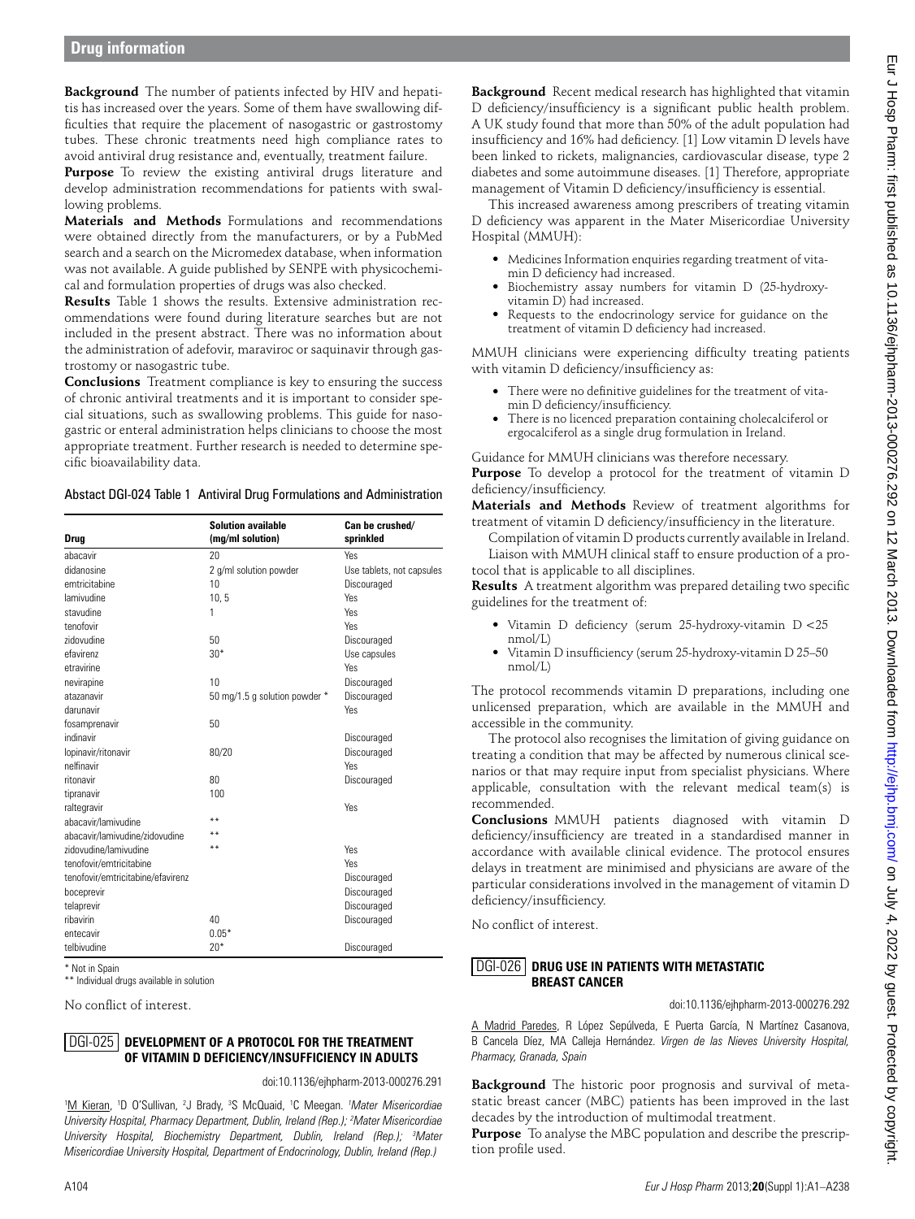**Background** The number of patients infected by HIV and hepatitis has increased over the years. Some of them have swallowing difficulties that require the placement of nasogastric or gastrostomy tubes. These chronic treatments need high compliance rates to avoid antiviral drug resistance and, eventually, treatment failure.

**Purpose** To review the existing antiviral drugs literature and develop administration recommendations for patients with swallowing problems.

**Materials and Methods** Formulations and recommendations were obtained directly from the manufacturers, or by a PubMed search and a search on the Micromedex database, when information was not available. A guide published by SENPE with physicochemical and formulation properties of drugs was also checked.

**Results** Table 1 shows the results. Extensive administration recommendations were found during literature searches but are not included in the present abstract. There was no information about the administration of adefovir, maraviroc or saquinavir through gastrostomy or nasogastric tube.

**Conclusions** Treatment compliance is key to ensuring the success of chronic antiviral treatments and it is important to consider special situations, such as swallowing problems. This guide for nasogastric or enteral administration helps clinicians to choose the most appropriate treatment. Further research is needed to determine specific bioavailability data.

Abstact DGI-024 Table 1 Antiviral Drug Formulations and Administration

| Drug | Solution available (mg/ml solution) | Can be crushed/ sprinkled |
|---|---|---|
| abacavir | 20 | Yes |
| didanosine | 2 g/ml solution powder | Use tablets, not capsules |
| emtricitabine | 10 | Discouraged |
| lamivudine | 10, 5 | Yes |
| stavudine | 1 | Yes |
| tenofovir | | Yes |
| zidovudine | 50 | Discouraged |
| efavirenz | 30* | Use capsules |
| etravirine | | Yes |
| nevirapine | 10 | Discouraged |
| atazanavir | 50 mg/1.5 g solution powder * | Discouraged |
| darunavir | | Yes |
| fosamprenavir | 50 | |
| indinavir | | Discouraged |
| lopinavir/ritonavir | 80/20 | Discouraged |
| nelfinavir | | Yes |
| ritonavir | 80 | Discouraged |
| tipranavir | 100 | |
| raltegravir | | Yes |
| abacavir/lamivudine | ** | |
| abacavir/lamivudine/zidovudine | ** | |
| zidovudine/lamivudine | ** | Yes |
| tenofovir/emtricitabine | | Yes |
| tenofovir/emtricitabine/efavirenz | | Discouraged |
| boceprevir | | Discouraged |
| telaprevir | | Discouraged |
| ribavirin | 40 | Discouraged |
| entecavir | 0.05* | |
| telbivudine | 20* | Discouraged |

\* Not in Spain

\*\* Individual drugs available in solution

No conflict of interest.

## DGI-025 DEVELOPMENT OF A PROTOCOL FOR THE TREATMENT OF VITAMIN D DEFICIENCY/INSUFFICIENCY IN ADULTS

doi:10.1136/ejhpharm-2013-000276.291

[1]M Kieran, [1]D O'Sullivan, [2]J Brady, [3]S McQuaid, [1]C Meegan. *[1]Mater Misericordiae University Hospital, Pharmacy Department, Dublin, Ireland (Rep.); [2]Mater Misericordiae University Hospital, Biochemistry Department, Dublin, Ireland (Rep.); [3]Mater Misericordiae University Hospital, Department of Endocrinology, Dublin, Ireland (Rep.)*

**Background** Recent medical research has highlighted that vitamin D deficiency/insufficiency is a significant public health problem. A UK study found that more than 50% of the adult population had insufficiency and 16% had deficiency. [1] Low vitamin D levels have been linked to rickets, malignancies, cardiovascular disease, type 2 diabetes and some autoimmune diseases. [1] Therefore, appropriate management of Vitamin D deficiency/insufficiency is essential.

This increased awareness among prescribers of treating vitamin D deficiency was apparent in the Mater Misericordiae University Hospital (MMUH):

- Medicines Information enquiries regarding treatment of vitamin D deficiency had increased.
- Biochemistry assay numbers for vitamin D (25-hydroxy-vitamin D) had increased.
- Requests to the endocrinology service for guidance on the treatment of vitamin D deficiency had increased.

MMUH clinicians were experiencing difficulty treating patients with vitamin D deficiency/insufficiency as:

- There were no definitive guidelines for the treatment of vitamin D deficiency/insufficiency.
- There is no licenced preparation containing cholecalciferol or ergocalciferol as a single drug formulation in Ireland.

Guidance for MMUH clinicians was therefore necessary.

**Purpose** To develop a protocol for the treatment of vitamin D deficiency/insufficiency.

**Materials and Methods** Review of treatment algorithms for treatment of vitamin D deficiency/insufficiency in the literature.

Compilation of vitamin D products currently available in Ireland.

Liaison with MMUH clinical staff to ensure production of a protocol that is applicable to all disciplines.

**Results** A treatment algorithm was prepared detailing two specific guidelines for the treatment of:

- Vitamin D deficiency (serum 25-hydroxy-vitamin D <25 nmol/L)
- Vitamin D insufficiency (serum 25-hydroxy-vitamin D 25–50 nmol/L)

The protocol recommends vitamin D preparations, including one unlicensed preparation, which are available in the MMUH and accessible in the community.

The protocol also recognises the limitation of giving guidance on treating a condition that may be affected by numerous clinical scenarios or that may require input from specialist physicians. Where applicable, consultation with the relevant medical team(s) is recommended.

**Conclusions** MMUH patients diagnosed with vitamin D deficiency/insufficiency are treated in a standardised manner in accordance with available clinical evidence. The protocol ensures delays in treatment are minimised and physicians are aware of the particular considerations involved in the management of vitamin D deficiency/insufficiency.

No conflict of interest.

## DGI-026 DRUG USE IN PATIENTS WITH METASTATIC BREAST CANCER

doi:10.1136/ejhpharm-2013-000276.292

A Madrid Paredes, R López Sepúlveda, E Puerta García, N Martínez Casanova, B Cancela Díez, MA Calleja Hernández. *Virgen de las Nieves University Hospital, Pharmacy, Granada, Spain*

**Background** The historic poor prognosis and survival of metastatic breast cancer (MBC) patients has been improved in the last decades by the introduction of multimodal treatment.

**Purpose** To analyse the MBC population and describe the prescription profile used.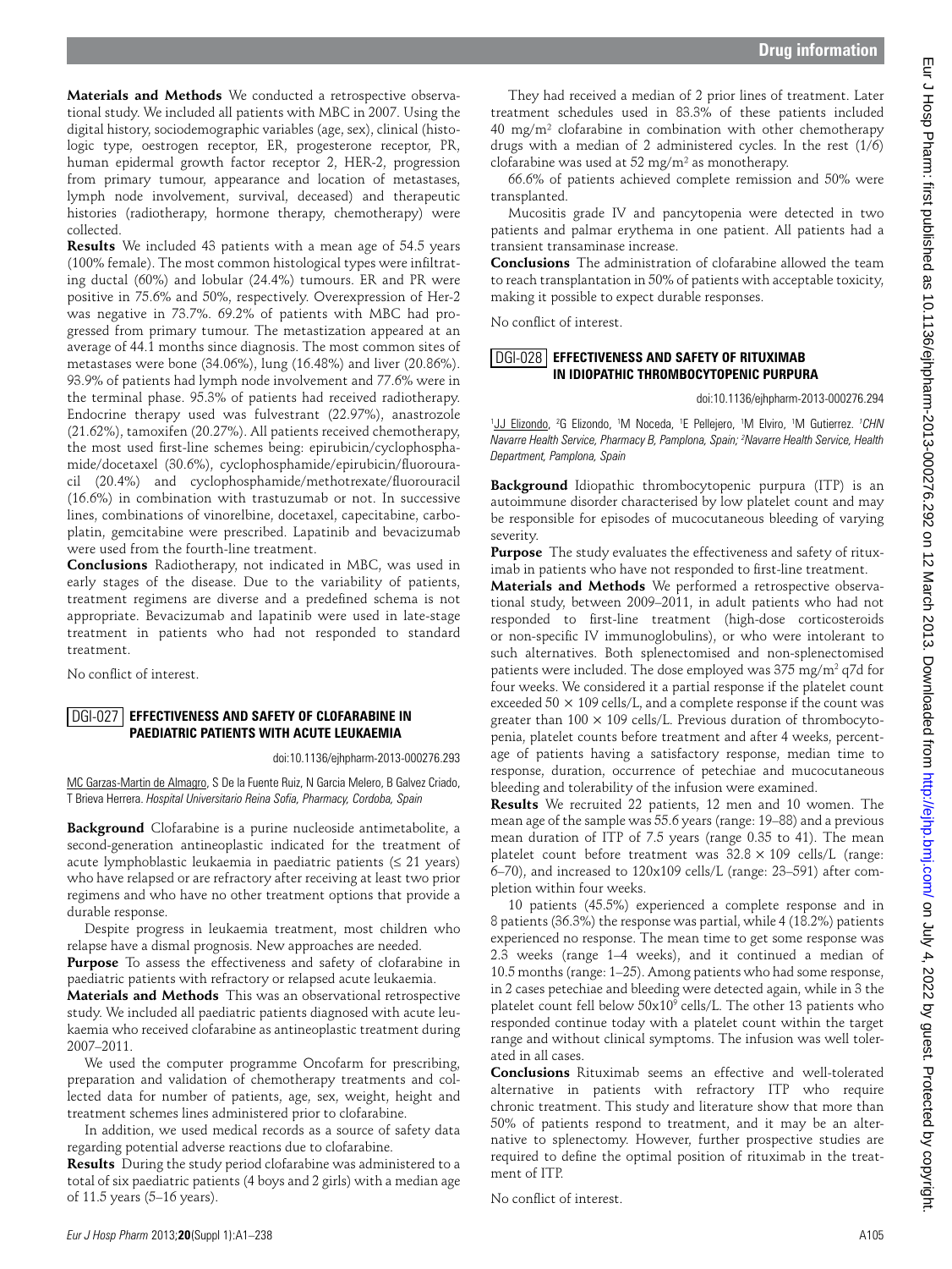**Materials and Methods** We conducted a retrospective observational study. We included all patients with MBC in 2007. Using the digital history, sociodemographic variables (age, sex), clinical (histologic type, oestrogen receptor, ER, progesterone receptor, PR, human epidermal growth factor receptor 2, HER-2, progression from primary tumour, appearance and location of metastases, lymph node involvement, survival, deceased) and therapeutic histories (radiotherapy, hormone therapy, chemotherapy) were collected.

**Results** We included 43 patients with a mean age of 54.5 years (100% female). The most common histological types were infiltrating ductal (60%) and lobular (24.4%) tumours. ER and PR were positive in 75.6% and 50%, respectively. Overexpression of Her-2 was negative in 73.7%. 69.2% of patients with MBC had progressed from primary tumour. The metastization appeared at an average of 44.1 months since diagnosis. The most common sites of metastases were bone (34.06%), lung (16.48%) and liver (20.86%). 93.9% of patients had lymph node involvement and 77.6% were in the terminal phase. 95.3% of patients had received radiotherapy. Endocrine therapy used was fulvestrant (22.97%), anastrozole (21.62%), tamoxifen (20.27%). All patients received chemotherapy, the most used first-line schemes being: epirubicin/cyclophosphamide/docetaxel (30.6%), cyclophosphamide/epirubicin/fluorouracil (20.4%) and cyclophosphamide/methotrexate/fluorouracil (16.6%) in combination with trastuzumab or not. In successive lines, combinations of vinorelbine, docetaxel, capecitabine, carboplatin, gemcitabine were prescribed. Lapatinib and bevacizumab were used from the fourth-line treatment.

**Conclusions** Radiotherapy, not indicated in MBC, was used in early stages of the disease. Due to the variability of patients, treatment regimens are diverse and a predefined schema is not appropriate. Bevacizumab and lapatinib were used in late-stage treatment in patients who had not responded to standard treatment.

No conflict of interest.

## DGI-027 EFFECTIVENESS AND SAFETY OF CLOFARABINE IN PAEDIATRIC PATIENTS WITH ACUTE LEUKAEMIA

doi:10.1136/ejhpharm-2013-000276.293

MC Garzas-Martin de Almagro, S De la Fuente Ruiz, N Garcia Melero, B Galvez Criado, T Brieva Herrera. *Hospital Universitario Reina Sofia, Pharmacy, Cordoba, Spain*

**Background** Clofarabine is a purine nucleoside antimetabolite, a second-generation antineoplastic indicated for the treatment of acute lymphoblastic leukaemia in paediatric patients (≤ 21 years) who have relapsed or are refractory after receiving at least two prior regimens and who have no other treatment options that provide a durable response.

Despite progress in leukaemia treatment, most children who relapse have a dismal prognosis. New approaches are needed.

**Purpose** To assess the effectiveness and safety of clofarabine in paediatric patients with refractory or relapsed acute leukaemia.

**Materials and Methods** This was an observational retrospective study. We included all paediatric patients diagnosed with acute leukaemia who received clofarabine as antineoplastic treatment during 2007–2011.

We used the computer programme Oncofarm for prescribing, preparation and validation of chemotherapy treatments and collected data for number of patients, age, sex, weight, height and treatment schemes lines administered prior to clofarabine.

In addition, we used medical records as a source of safety data regarding potential adverse reactions due to clofarabine.

**Results** During the study period clofarabine was administered to a total of six paediatric patients (4 boys and 2 girls) with a median age of 11.5 years (5–16 years).

They had received a median of 2 prior lines of treatment. Later treatment schedules used in 83.3% of these patients included 40 mg/m$^2$ clofarabine in combination with other chemotherapy drugs with a median of 2 administered cycles. In the rest (1/6) clofarabine was used at 52 mg/m$^2$ as monotherapy.

66.6% of patients achieved complete remission and 50% were transplanted.

Mucositis grade IV and pancytopenia were detected in two patients and palmar erythema in one patient. All patients had a transient transaminase increase.

**Conclusions** The administration of clofarabine allowed the team to reach transplantation in 50% of patients with acceptable toxicity, making it possible to expect durable responses.

No conflict of interest.

## DGI-028 EFFECTIVENESS AND SAFETY OF RITUXIMAB IN IDIOPATHIC THROMBOCYTOPENIC PURPURA

doi:10.1136/ejhpharm-2013-000276.294

[1]JJ Elizondo, [2]G Elizondo, [1]M Noceda, [1]E Pellejero, [1]M Elviro, [1]M Gutierrez. [1]*CHN Navarre Health Service, Pharmacy B, Pamplona, Spain;* [2]*Navarre Health Service, Health Department, Pamplona, Spain*

**Background** Idiopathic thrombocytopenic purpura (ITP) is an autoimmune disorder characterised by low platelet count and may be responsible for episodes of mucocutaneous bleeding of varying severity.

**Purpose** The study evaluates the effectiveness and safety of rituximab in patients who have not responded to first-line treatment.

**Materials and Methods** We performed a retrospective observational study, between 2009–2011, in adult patients who had not responded to first-line treatment (high-dose corticosteroids or non-specific IV immunoglobulins), or who were intolerant to such alternatives. Both splenectomised and non-splenectomised patients were included. The dose employed was 375 mg/m$^2$ q7d for four weeks. We considered it a partial response if the platelet count exceeded 50 × 109 cells/L, and a complete response if the count was greater than 100 × 109 cells/L. Previous duration of thrombocytopenia, platelet counts before treatment and after 4 weeks, percentage of patients having a satisfactory response, median time to response, duration, occurrence of petechiae and mucocutaneous bleeding and tolerability of the infusion were examined.

**Results** We recruited 22 patients, 12 men and 10 women. The mean age of the sample was 55.6 years (range: 19–88) and a previous mean duration of ITP of 7.5 years (range 0.35 to 41). The mean platelet count before treatment was 32.8 × 109 cells/L (range: 6–70), and increased to 120x109 cells/L (range: 23–591) after completion within four weeks.

10 patients (45.5%) experienced a complete response and in 8 patients (36.3%) the response was partial, while 4 (18.2%) patients experienced no response. The mean time to get some response was 2.3 weeks (range 1–4 weeks), and it continued a median of 10.5 months (range: 1–25). Among patients who had some response, in 2 cases petechiae and bleeding were detected again, while in 3 the platelet count fell below 50x10$^9$ cells/L. The other 13 patients who responded continue today with a platelet count within the target range and without clinical symptoms. The infusion was well tolerated in all cases.

**Conclusions** Rituximab seems an effective and well-tolerated alternative in patients with refractory ITP who require chronic treatment. This study and literature show that more than 50% of patients respond to treatment, and it may be an alternative to splenectomy. However, further prospective studies are required to define the optimal position of rituximab in the treatment of ITP.

No conflict of interest.